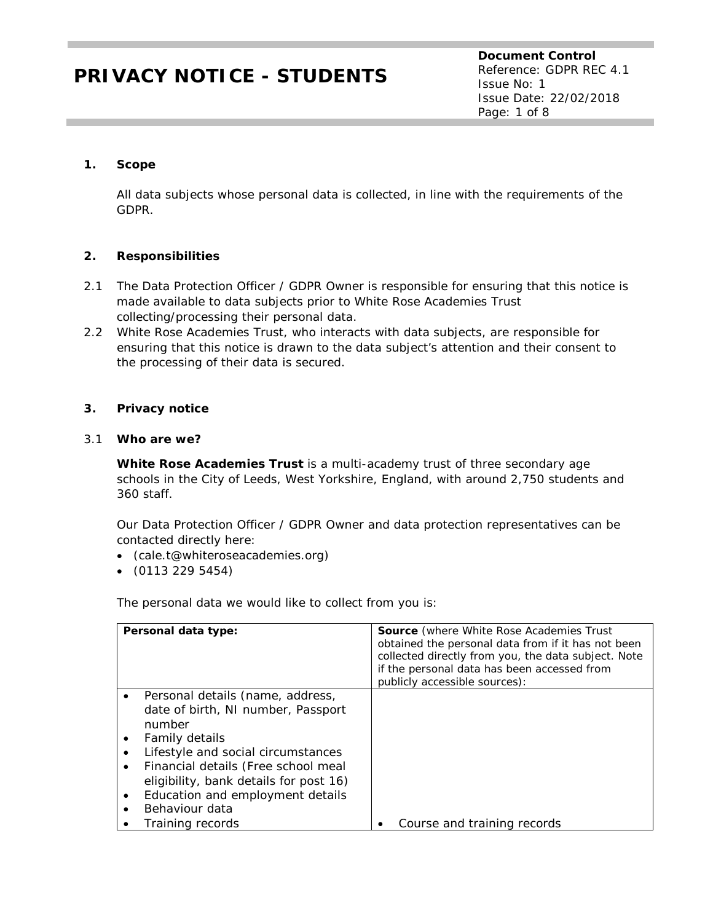# PRIVACY NOTICE - STUDENTS

**Document Control**
Reference: GDPR REC 4.1
Issue No: 1
Issue Date: 22/02/2018

## 1. Scope

All data subjects whose personal data is collected, in line with the requirements of the GDPR.

## 2. Responsibilities

2.1 The Data Protection Officer / GDPR Owner is responsible for ensuring that this notice is made available to data subjects prior to White Rose Academies Trust collecting/processing their personal data.

2.2 White Rose Academies Trust, who interacts with data subjects, are responsible for ensuring that this notice is drawn to the data subject's attention and their consent to the processing of their data is secured.

## 3. Privacy notice

### 3.1 Who are we?

**White Rose Academies Trust** is a multi-academy trust of three secondary age schools in the City of Leeds, West Yorkshire, England, with around 2,750 students and 360 staff.

Our Data Protection Officer / GDPR Owner and data protection representatives can be contacted directly here:

- (cale.t@whiteroseacademies.org)
- (0113 229 5454)

The personal data we would like to collect from you is:

| Personal data type: | **Source** (where White Rose Academies Trust obtained the personal data from if it has not been collected directly from you, the data subject. Note if the personal data has been accessed from publicly accessible sources): |
|---|---|
| • Personal details (name, address, date of birth, NI number, Passport number<br>• Family details<br>• Lifestyle and social circumstances<br>• Financial details (Free school meal eligibility, bank details for post 16)<br>• Education and employment details<br>• Behaviour data<br>• Training records | • Course and training records |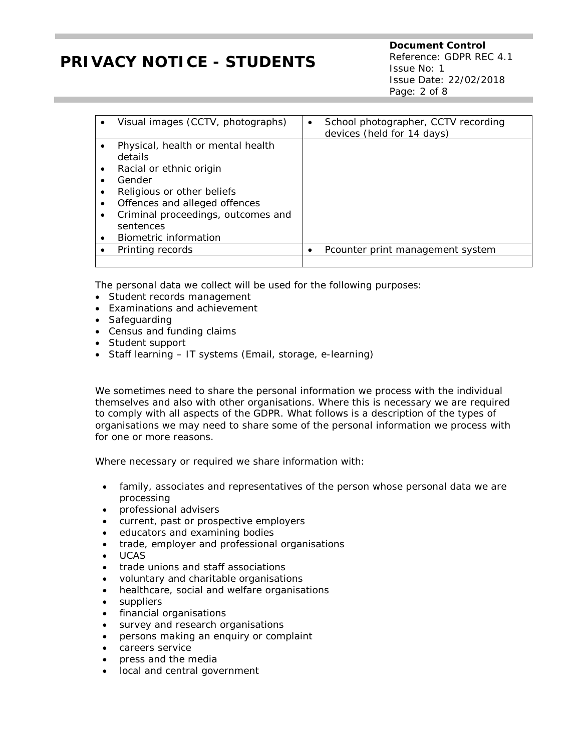| | |
|---|---|
| • Visual images (CCTV, photographs) | • School photographer, CCTV recording devices (held for 14 days) |
| • Physical, health or mental health details<br>• Racial or ethnic origin<br>• Gender<br>• Religious or other beliefs<br>• Offences and alleged offences<br>• Criminal proceedings, outcomes and sentences<br>• Biometric information | |
| • Printing records | • Pcounter print management system |
| | |

The personal data we collect will be used for the following purposes:

- Student records management
- Examinations and achievement
- Safeguarding
- Census and funding claims
- Student support
- Staff learning – IT systems (Email, storage, e-learning)

We sometimes need to share the personal information we process with the individual themselves and also with other organisations. Where this is necessary we are required to comply with all aspects of the GDPR. What follows is a description of the types of organisations we may need to share some of the personal information we process with for one or more reasons.

Where necessary or required we share information with:

- family, associates and representatives of the person whose personal data we are processing
- professional advisers
- current, past or prospective employers
- educators and examining bodies
- trade, employer and professional organisations
- UCAS
- trade unions and staff associations
- voluntary and charitable organisations
- healthcare, social and welfare organisations
- suppliers
- financial organisations
- survey and research organisations
- persons making an enquiry or complaint
- careers service
- press and the media
- local and central government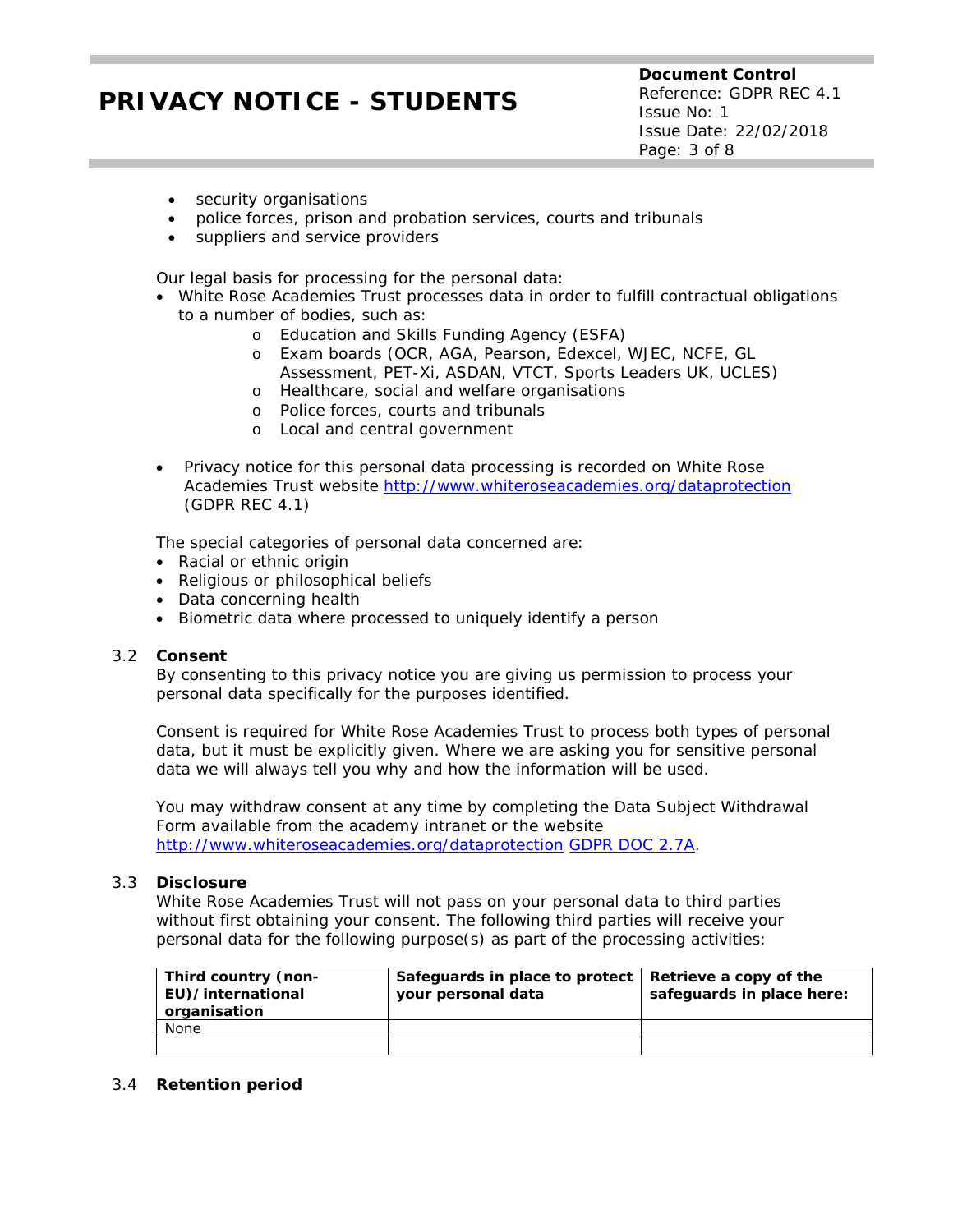- security organisations
- police forces, prison and probation services, courts and tribunals
- suppliers and service providers

Our legal basis for processing for the personal data:

- White Rose Academies Trust processes data in order to fulfill contractual obligations to a number of bodies, such as:
  - Education and Skills Funding Agency (ESFA)
  - Exam boards (OCR, AGA, Pearson, Edexcel, WJEC, NCFE, GL Assessment, PET-Xi, ASDAN, VTCT, Sports Leaders UK, UCLES)
  - Healthcare, social and welfare organisations
  - Police forces, courts and tribunals
  - Local and central government

- Privacy notice for this personal data processing is recorded on White Rose Academies Trust website http://www.whiteroseacademies.org/dataprotection (GDPR REC 4.1)

The special categories of personal data concerned are:

- Racial or ethnic origin
- Religious or philosophical beliefs
- Data concerning health
- Biometric data where processed to uniquely identify a person

### 3.2 Consent

By consenting to this privacy notice you are giving us permission to process your personal data specifically for the purposes identified.

Consent is required for White Rose Academies Trust to process both types of personal data, but it must be explicitly given. Where we are asking you for sensitive personal data we will always tell you why and how the information will be used.

You may withdraw consent at any time by completing the Data Subject Withdrawal Form available from the academy intranet or the website http://www.whiteroseacademies.org/dataprotection GDPR DOC 2.7A.

### 3.3 Disclosure

White Rose Academies Trust will not pass on your personal data to third parties without first obtaining your consent. The following third parties will receive your personal data for the following purpose(s) as part of the processing activities:

| Third country (non-EU)/international organisation | Safeguards in place to protect your personal data | Retrieve a copy of the safeguards in place here: |
|---|---|---|
| None | | |
| | | |

### 3.4 Retention period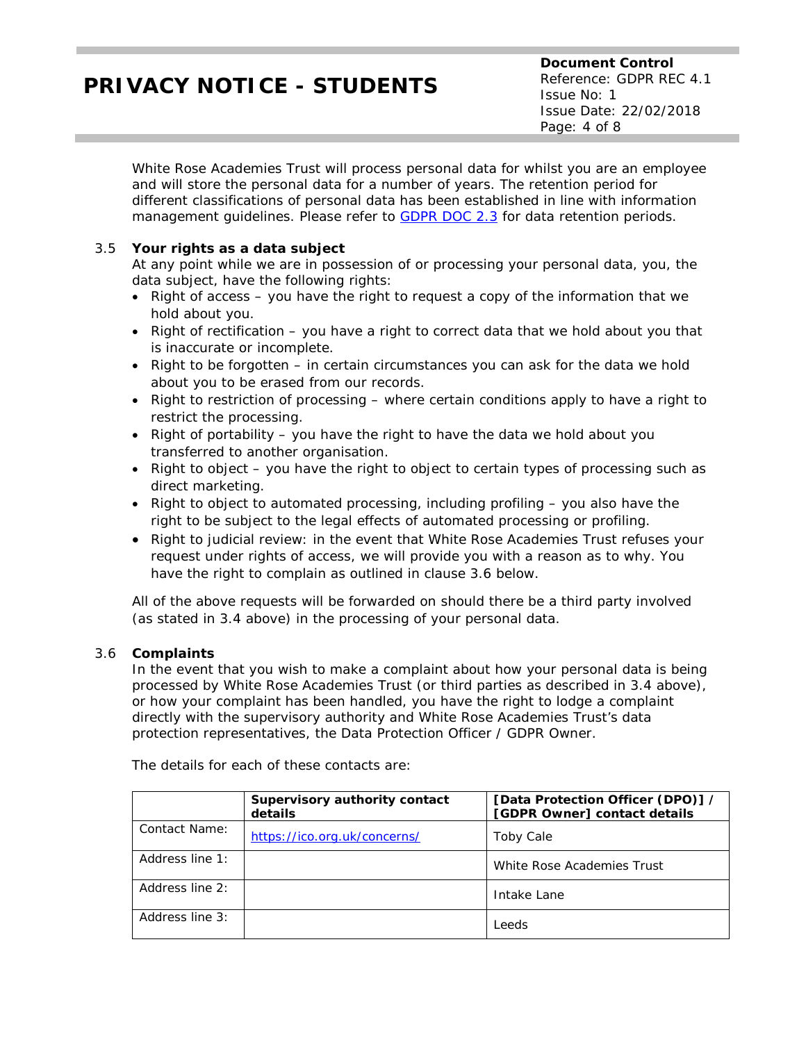White Rose Academies Trust will process personal data for whilst you are an employee and will store the personal data for a number of years. The retention period for different classifications of personal data has been established in line with information management guidelines. Please refer to GDPR DOC 2.3 for data retention periods.

### 3.5 Your rights as a data subject

At any point while we are in possession of or processing your personal data, you, the data subject, have the following rights:

- Right of access – you have the right to request a copy of the information that we hold about you.
- Right of rectification – you have a right to correct data that we hold about you that is inaccurate or incomplete.
- Right to be forgotten – in certain circumstances you can ask for the data we hold about you to be erased from our records.
- Right to restriction of processing – where certain conditions apply to have a right to restrict the processing.
- Right of portability – you have the right to have the data we hold about you transferred to another organisation.
- Right to object – you have the right to object to certain types of processing such as direct marketing.
- Right to object to automated processing, including profiling – you also have the right to be subject to the legal effects of automated processing or profiling.
- Right to judicial review: in the event that White Rose Academies Trust refuses your request under rights of access, we will provide you with a reason as to why. You have the right to complain as outlined in clause 3.6 below.

All of the above requests will be forwarded on should there be a third party involved (as stated in 3.4 above) in the processing of your personal data.

### 3.6 Complaints

In the event that you wish to make a complaint about how your personal data is being processed by White Rose Academies Trust (or third parties as described in 3.4 above), or how your complaint has been handled, you have the right to lodge a complaint directly with the supervisory authority and White Rose Academies Trust's data protection representatives, the Data Protection Officer / GDPR Owner.

The details for each of these contacts are:

| | **Supervisory authority contact details** | **[Data Protection Officer (DPO)] / [GDPR Owner] contact details** |
|---|---|---|
| Contact Name: | https://ico.org.uk/concerns/ | Toby Cale |
| Address line 1: | | White Rose Academies Trust |
| Address line 2: | | Intake Lane |
| Address line 3: | | Leeds |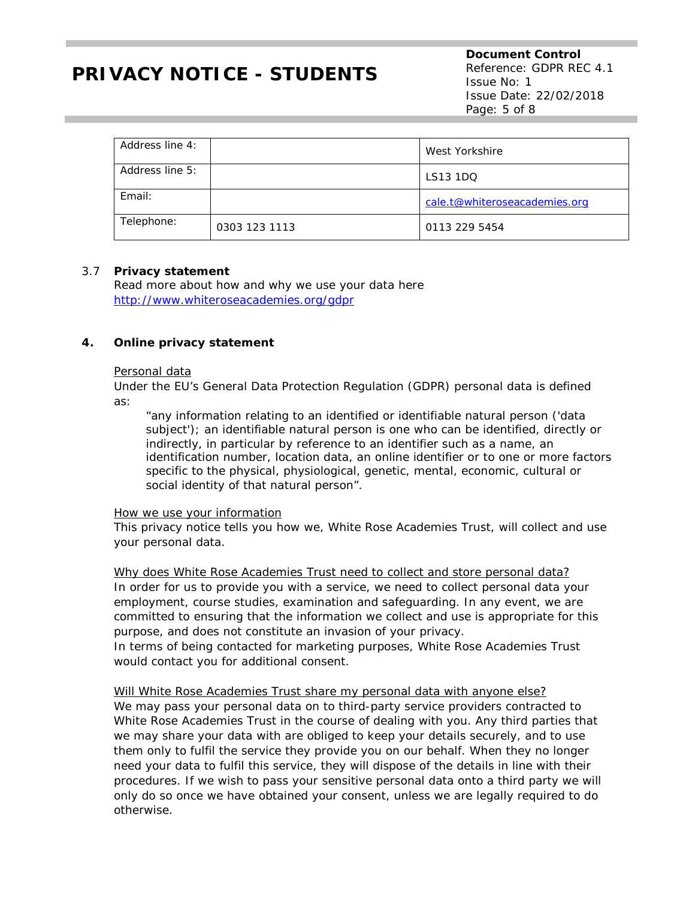| Address line 4: | | West Yorkshire |
|---|---|---|
| Address line 5: | | LS13 1DQ |
| Email: | | cale.t@whiteroseacademies.org |
| Telephone: | 0303 123 1113 | 0113 229 5454 |

3.7 **Privacy statement**

Read more about how and why we use your data here http://www.whiteroseacademies.org/gdpr

## 4. Online privacy statement

Personal data

Under the EU's General Data Protection Regulation (GDPR) personal data is defined as:

> "any information relating to an identified or identifiable natural person ('data subject'); an identifiable natural person is one who can be identified, directly or indirectly, in particular by reference to an identifier such as a name, an identification number, location data, an online identifier or to one or more factors specific to the physical, physiological, genetic, mental, economic, cultural or social identity of that natural person".

How we use your information

This privacy notice tells you how we, White Rose Academies Trust, will collect and use your personal data.

Why does White Rose Academies Trust need to collect and store personal data?

In order for us to provide you with a service, we need to collect personal data your employment, course studies, examination and safeguarding. In any event, we are committed to ensuring that the information we collect and use is appropriate for this purpose, and does not constitute an invasion of your privacy.

In terms of being contacted for marketing purposes, White Rose Academies Trust would contact you for additional consent.

Will White Rose Academies Trust share my personal data with anyone else?

We may pass your personal data on to third-party service providers contracted to White Rose Academies Trust in the course of dealing with you. Any third parties that we may share your data with are obliged to keep your details securely, and to use them only to fulfil the service they provide you on our behalf. When they no longer need your data to fulfil this service, they will dispose of the details in line with their procedures. If we wish to pass your sensitive personal data onto a third party we will only do so once we have obtained your consent, unless we are legally required to do otherwise.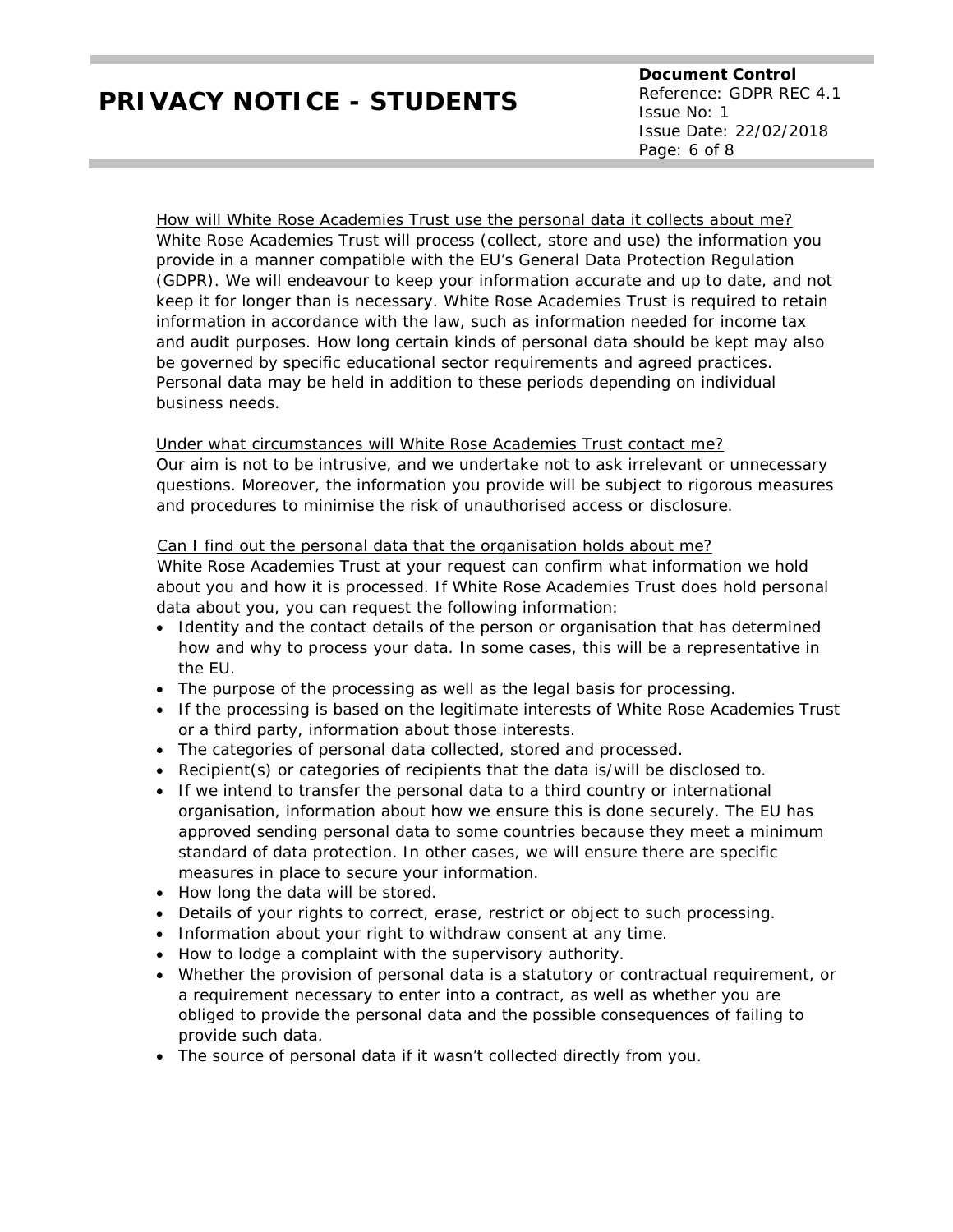How will White Rose Academies Trust use the personal data it collects about me?

White Rose Academies Trust will process (collect, store and use) the information you provide in a manner compatible with the EU's General Data Protection Regulation (GDPR). We will endeavour to keep your information accurate and up to date, and not keep it for longer than is necessary. White Rose Academies Trust is required to retain information in accordance with the law, such as information needed for income tax and audit purposes. How long certain kinds of personal data should be kept may also be governed by specific educational sector requirements and agreed practices. Personal data may be held in addition to these periods depending on individual business needs.

Under what circumstances will White Rose Academies Trust contact me?

Our aim is not to be intrusive, and we undertake not to ask irrelevant or unnecessary questions. Moreover, the information you provide will be subject to rigorous measures and procedures to minimise the risk of unauthorised access or disclosure.

Can I find out the personal data that the organisation holds about me?

White Rose Academies Trust at your request can confirm what information we hold about you and how it is processed. If White Rose Academies Trust does hold personal data about you, you can request the following information:

- Identity and the contact details of the person or organisation that has determined how and why to process your data. In some cases, this will be a representative in the EU.
- The purpose of the processing as well as the legal basis for processing.
- If the processing is based on the legitimate interests of White Rose Academies Trust or a third party, information about those interests.
- The categories of personal data collected, stored and processed.
- Recipient(s) or categories of recipients that the data is/will be disclosed to.
- If we intend to transfer the personal data to a third country or international organisation, information about how we ensure this is done securely. The EU has approved sending personal data to some countries because they meet a minimum standard of data protection. In other cases, we will ensure there are specific measures in place to secure your information.
- How long the data will be stored.
- Details of your rights to correct, erase, restrict or object to such processing.
- Information about your right to withdraw consent at any time.
- How to lodge a complaint with the supervisory authority.
- Whether the provision of personal data is a statutory or contractual requirement, or a requirement necessary to enter into a contract, as well as whether you are obliged to provide the personal data and the possible consequences of failing to provide such data.
- The source of personal data if it wasn't collected directly from you.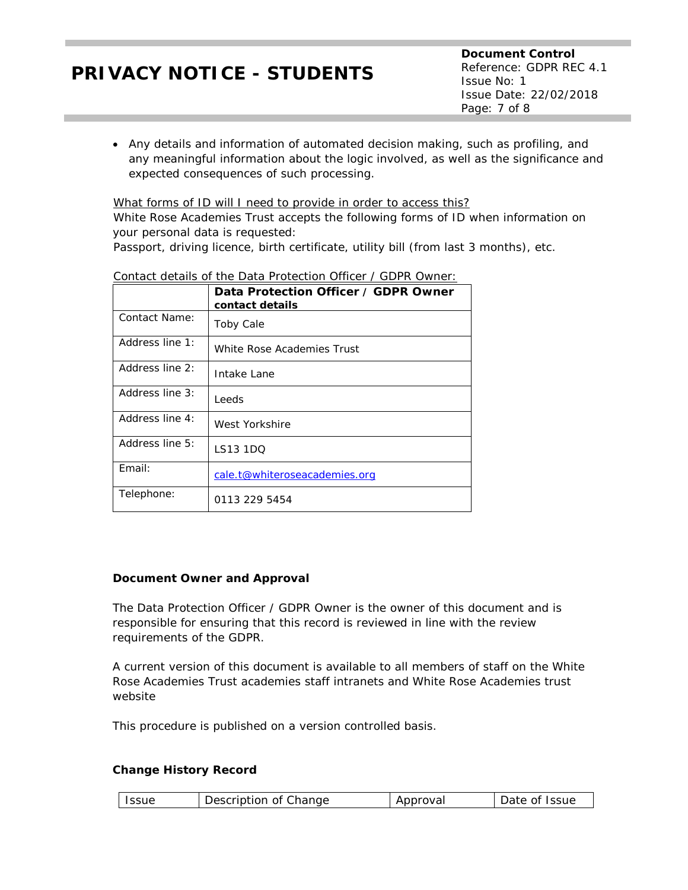- Any details and information of automated decision making, such as profiling, and any meaningful information about the logic involved, as well as the significance and expected consequences of such processing.

What forms of ID will I need to provide in order to access this?

White Rose Academies Trust accepts the following forms of ID when information on your personal data is requested:

Passport, driving licence, birth certificate, utility bill (from last 3 months), etc.

Contact details of the Data Protection Officer / GDPR Owner:

| | **Data Protection Officer / GDPR Owner contact details** |
|---|---|
| Contact Name: | Toby Cale |
| Address line 1: | White Rose Academies Trust |
| Address line 2: | Intake Lane |
| Address line 3: | Leeds |
| Address line 4: | West Yorkshire |
| Address line 5: | LS13 1DQ |
| Email: | cale.t@whiteroseacademies.org |
| Telephone: | 0113 229 5454 |

**Document Owner and Approval**

The Data Protection Officer / GDPR Owner is the owner of this document and is responsible for ensuring that this record is reviewed in line with the review requirements of the GDPR.

A current version of this document is available to all members of staff on the White Rose Academies Trust academies staff intranets and White Rose Academies trust website

This procedure is published on a version controlled basis.

**Change History Record**

| Issue | Description of Change | Approval | Date of Issue |
|---|---|---|---|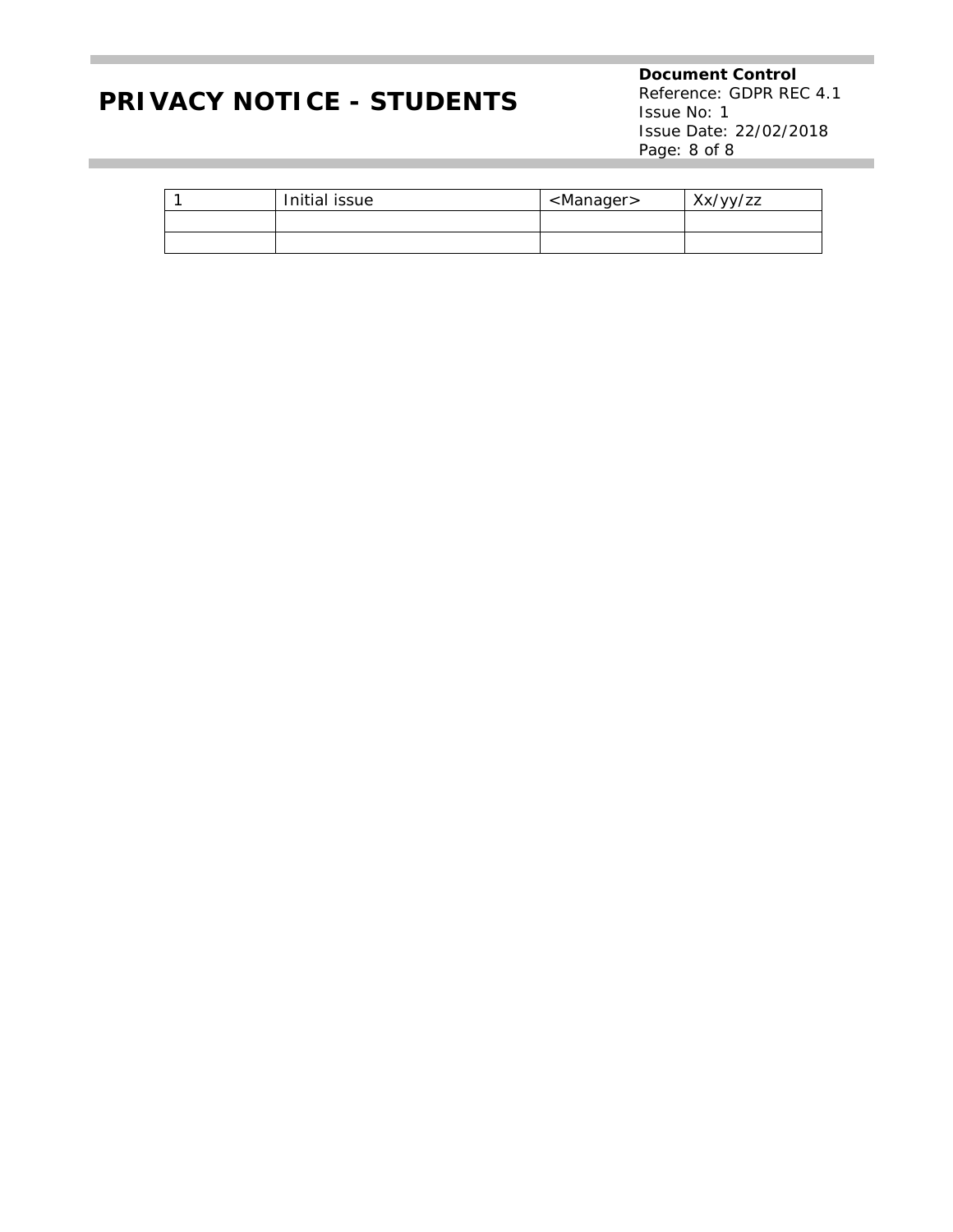| | | | |
|---|---|---|---|
| 1 | Initial issue | <Manager> | Xx/yy/zz |
| | | | |
| | | | |